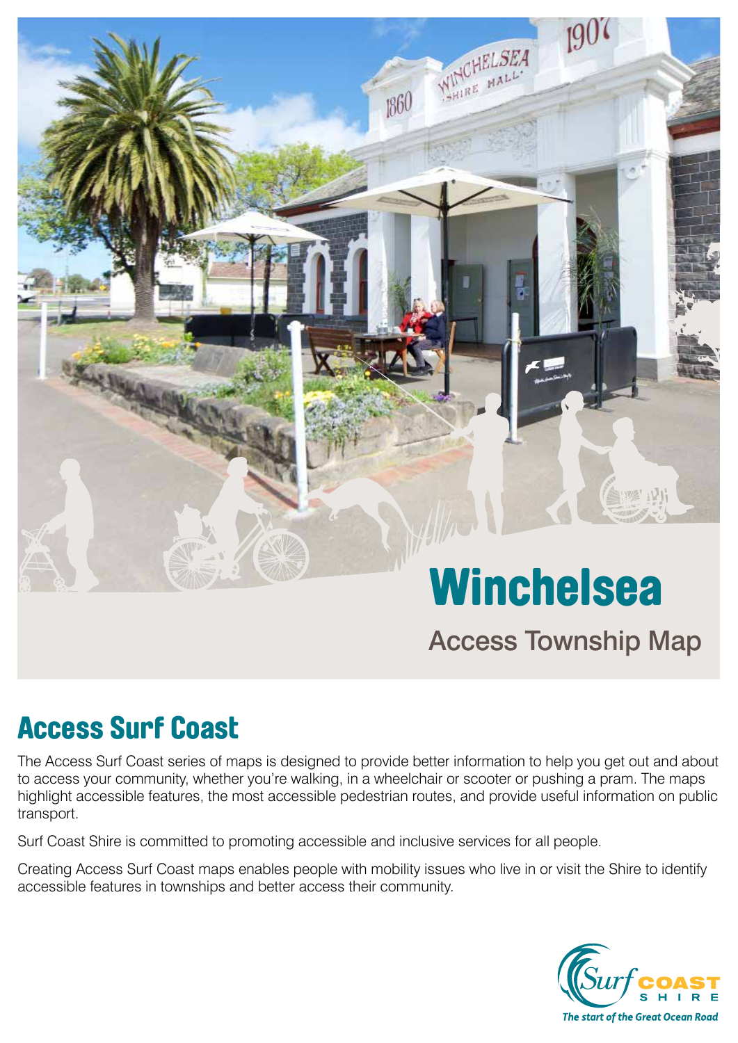# Winchelsea

Access Township Map

## Access Surf Coast

The Access Surf Coast series of maps is designed to provide better information to help you get out and about to access your community, whether you're walking, in a wheelchair or scooter or pushing a pram. The maps highlight accessible features, the most accessible pedestrian routes, and provide useful information on public transport.

Surf Coast Shire is committed to promoting accessible and inclusive services for all people.

Creating Access Surf Coast maps enables people with mobility issues who live in or visit the Shire to identify accessible features in townships and better access their community.

Surf Coast Shire

*The start of the Great Ocean Road*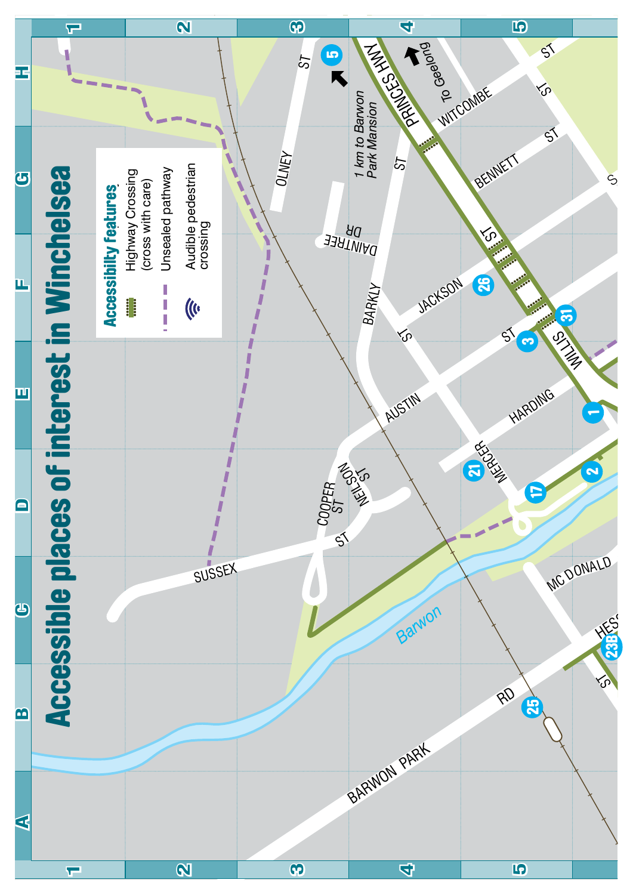# Accessible places of interest in Winchelsea

**Accessibility features**

- Highway Crossing (cross with care)
- Unsealed pathway
- Audible pedestrian crossing

SUSSEX ST
COOPER ST
NEILSON ST
OLNEY ST
DAINTREE DR
BARKLY ST
AUSTIN ST
JACKSON ST
HARDING ST
MERCER ST
WILLIS ST
PRINCES HWY
WITCOMBE ST
BENNETT ST
MC DONALD ST
HESSE ST
BARWON PARK RD
Barwon

1 km to Barwon Park Mansion

To Geelong

1, 2, 3, 5, 17, 21, 23B, 25, 26, 31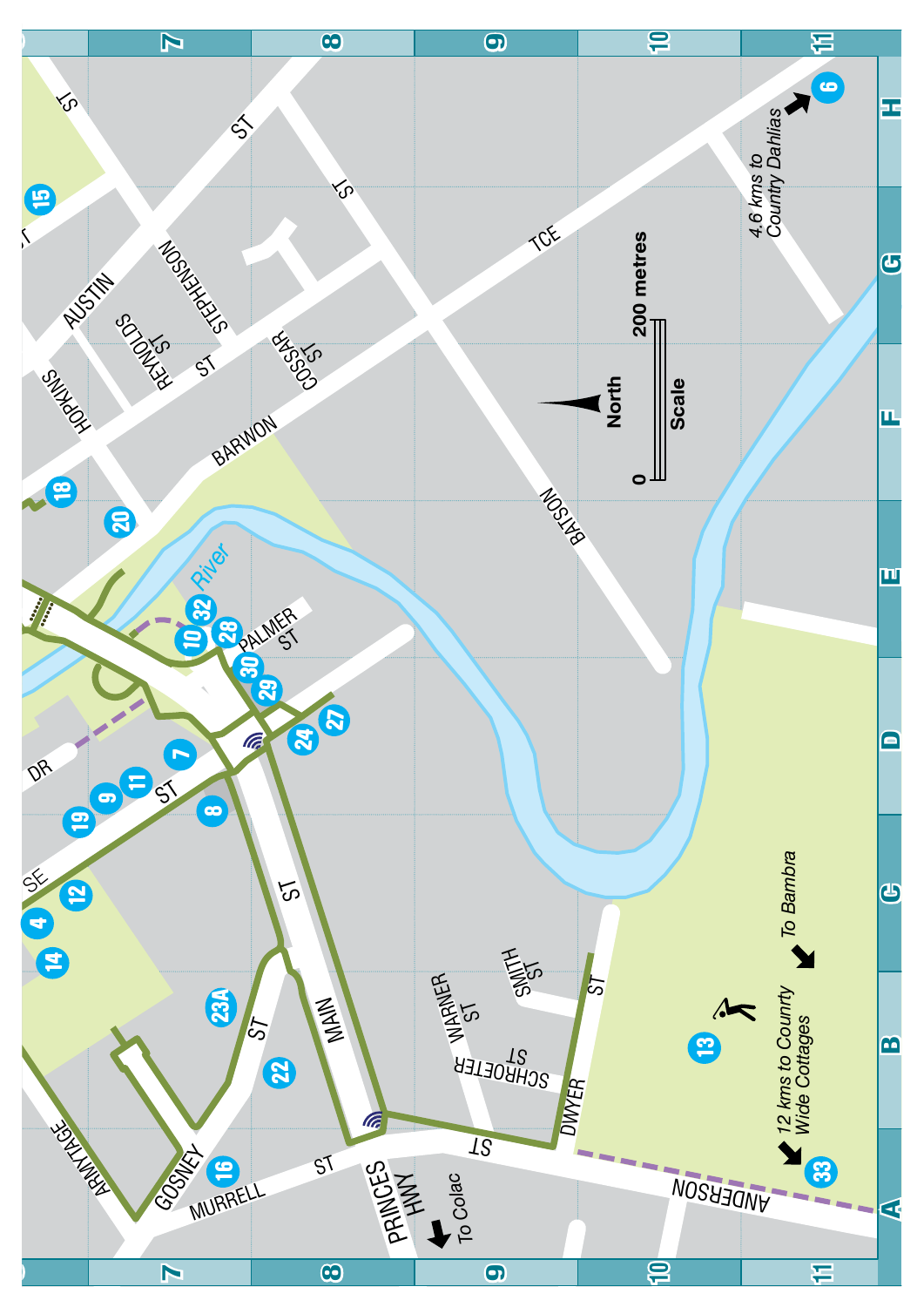North

0 200 metres

Scale

4.6 kms to Country Dahlias

12 kms to Country Wide Cottages

To Bambra

To Colac

PRINCES HWY

MAIN ST

GOSNEY ST

MURRELL ST

ARMYTAGE

ANDERSON ST

DWYER ST

SCHROETER ST

WARNER ST

SMITH ST

BATSON ST

BARWON TCE

COSSAR ST

STEPHENSON ST

REYNOLDS ST

HOPKINS ST

AUSTIN ST

PALMER ST

SE ST

DR

River

1, 4, 6, 7, 8, 9, 10, 11, 12, 13, 14, 15, 16, 18, 19, 20, 22, 23A, 24, 27, 28, 29, 30, 32, 33

A B C D E F G H

7 8 9 10 11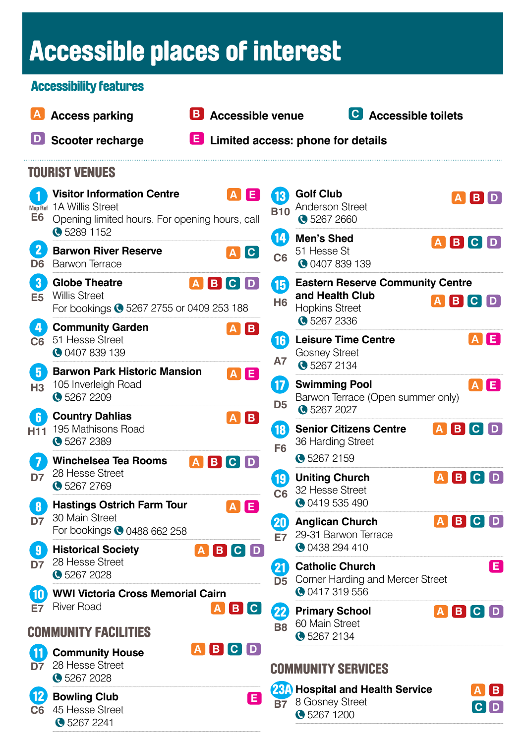# Accessible places of interest

## Accessibility features

- **A** Access parking
- **B** Accessible venue
- **C** Accessible toilets
- **D** Scooter recharge
- **E** Limited access: phone for details

## TOURIST VENUES

**1. Visitor Information Centre** — A E
Map Ref E6
1A Willis Street
Opening limited hours. For opening hours, call 5289 1152

**2. Barwon River Reserve** — A C
D6
Barwon Terrace

**3. Globe Theatre** — A B C D
E5
Willis Street
For bookings 5267 2755 or 0409 253 188

**4. Community Garden** — A B
C6
51 Hesse Street
0407 839 139

**5. Barwon Park Historic Mansion** — A E
H3
105 Inverleigh Road
5267 2209

**6. Country Dahlias** — A B
H11
195 Mathisons Road
5267 2389

**7. Winchelsea Tea Rooms** — A B C D
D7
28 Hesse Street
5267 2769

**8. Hastings Ostrich Farm Tour** — A E
D7
30 Main Street
For bookings 0488 662 258

**9. Historical Society** — A B C D
D7
28 Hesse Street
5267 2028

**10. WWI Victoria Cross Memorial Cairn** — A B C
E7
River Road

## COMMUNITY FACILITIES

**11. Community House** — A B C D
D7
28 Hesse Street
5267 2028

**12. Bowling Club** — E
C6
45 Hesse Street
5267 2241

**13. Golf Club** — A B D
B10
Anderson Street
5267 2660

**14. Men's Shed** — A B C D
C6
51 Hesse St
0407 839 139

**15. Eastern Reserve Community Centre and Health Club** — A B C D
H6
Hopkins Street
5267 2336

**16. Leisure Time Centre** — A E
A7
Gosney Street
5267 2134

**17. Swimming Pool** — A E
D5
Barwon Terrace (Open summer only)
5267 2027

**18. Senior Citizens Centre** — A B C D
F6
36 Harding Street
5267 2159

**19. Uniting Church** — A B C D
C6
32 Hesse Street
0419 535 490

**20. Anglican Church** — A B C D
E7
29-31 Barwon Terrace
0438 294 410

**21. Catholic Church** — E
D5
Corner Harding and Mercer Street
0417 319 556

**22. Primary School** — A B C D
B8
60 Main Street
5267 2134

## COMMUNITY SERVICES

**23A. Hospital and Health Service** — A B C D
B7
8 Gosney Street
5267 1200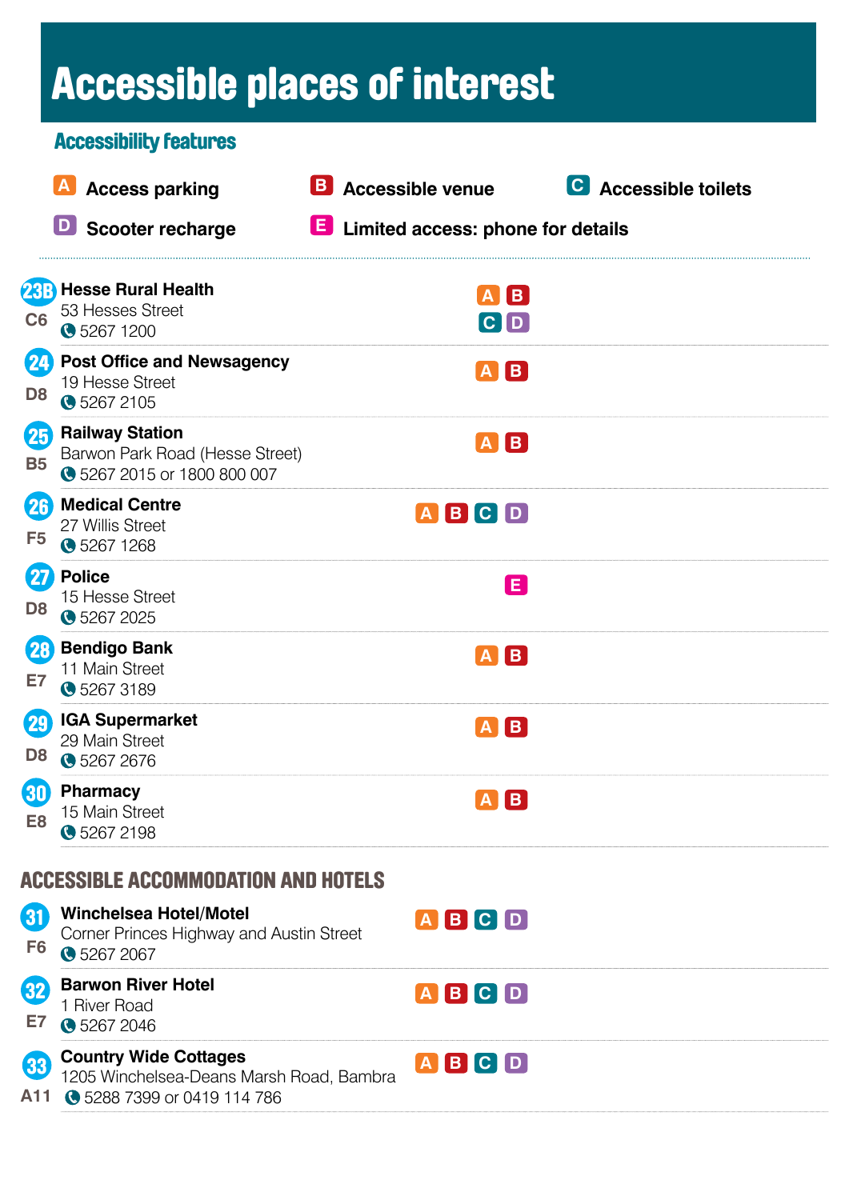# Accessible places of interest

## Accessibility features

- **A** Access parking
- **B** Accessible venue
- **C** Accessible toilets
- **D** Scooter recharge
- **E** Limited access: phone for details

| No. | Grid | Place | Features |
|---|---|---|---|
| 23B | C6 | **Hesse Rural Health**<br>53 Hesses Street<br>5267 1200 | A B C D |
| 24 | D8 | **Post Office and Newsagency**<br>19 Hesse Street<br>5267 2105 | A B |
| 25 | B5 | **Railway Station**<br>Barwon Park Road (Hesse Street)<br>5267 2015 or 1800 800 007 | A B |
| 26 | F5 | **Medical Centre**<br>27 Willis Street<br>5267 1268 | A B C D |
| 27 | D8 | **Police**<br>15 Hesse Street<br>5267 2025 | E |
| 28 | E7 | **Bendigo Bank**<br>11 Main Street<br>5267 3189 | A B |
| 29 | D8 | **IGA Supermarket**<br>29 Main Street<br>5267 2676 | A B |
| 30 | E8 | **Pharmacy**<br>15 Main Street<br>5267 2198 | A B |

## ACCESSIBLE ACCOMMODATION AND HOTELS

| No. | Grid | Place | Features |
|---|---|---|---|
| 31 | F6 | **Winchelsea Hotel/Motel**<br>Corner Princes Highway and Austin Street<br>5267 2067 | A B C D |
| 32 | E7 | **Barwon River Hotel**<br>1 River Road<br>5267 2046 | A B C D |
| 33 | A11 | **Country Wide Cottages**<br>1205 Winchelsea-Deans Marsh Road, Bambra<br>5288 7399 or 0419 114 786 | A B C D |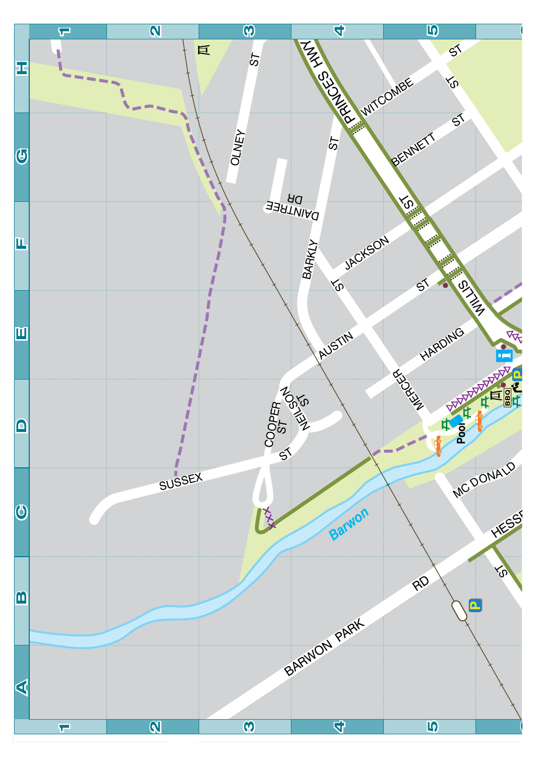| | 1 | 2 | 3 | 4 | 5 |
|---|---|---|---|---|---|
| H | | | OLNEY ST | PRINCES HWY | WITCOMBE ST |
| G | | | | BARKLY ST | BENNETT ST |
| F | | | DAINTREE DR | JACKSON ST | |
| E | | | AUSTIN ST | | WILLIS ST, HARDING |
| D | | | COOPER ST, NEILSON ST | MERCER | Pool |
| C | | SUSSEX ST | | | MC DONALD |
| B | | | Barwon | BARWON PARK RD | HESSE ST |
| A | | | | | |

SUSSEX ST

COOPER ST

NEILSON ST

AUSTIN ST

BARKLY ST

DAINTREE DR

OLNEY ST

PRINCES HWY

WITCOMBE ST

BENNETT ST

JACKSON ST

WILLIS ST

HARDING

MERCER

Pool

BBQ

MC DONALD

HESSE ST

BARWON PARK RD

Barwon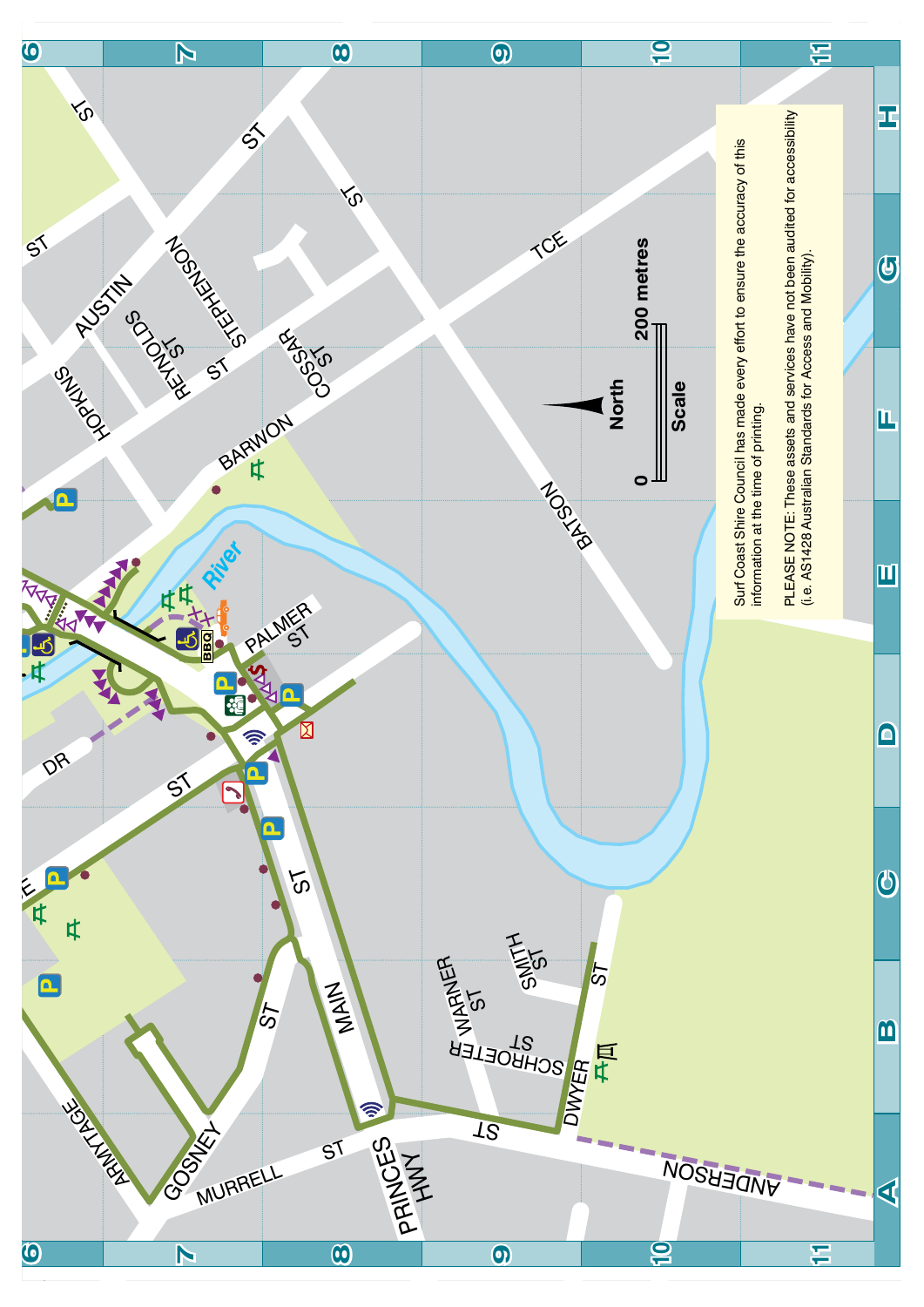North

0 — 200 metres

Scale

Surf Coast Shire Council has made every effort to ensure the accuracy of this information at the time of printing.

PLEASE NOTE: These assets and services have not been audited for accessibility (i.e. AS1428 Australian Standards for Access and Mobility).

ARMYTAGE
GOSNEY
MURRELL ST
PRINCES HWY
MAIN ST
ST
DR
ST
PALMER ST
BARWON TCE
Barwon River
COSSAR ST
REYNOLDS ST
HOPKINS
AUSTIN
STEPHENSON ST
ST
BATSON ST
ANDERSON ST
DWYER ST
SMITH ST
WARNER ST
SCHROETER ST

BBQ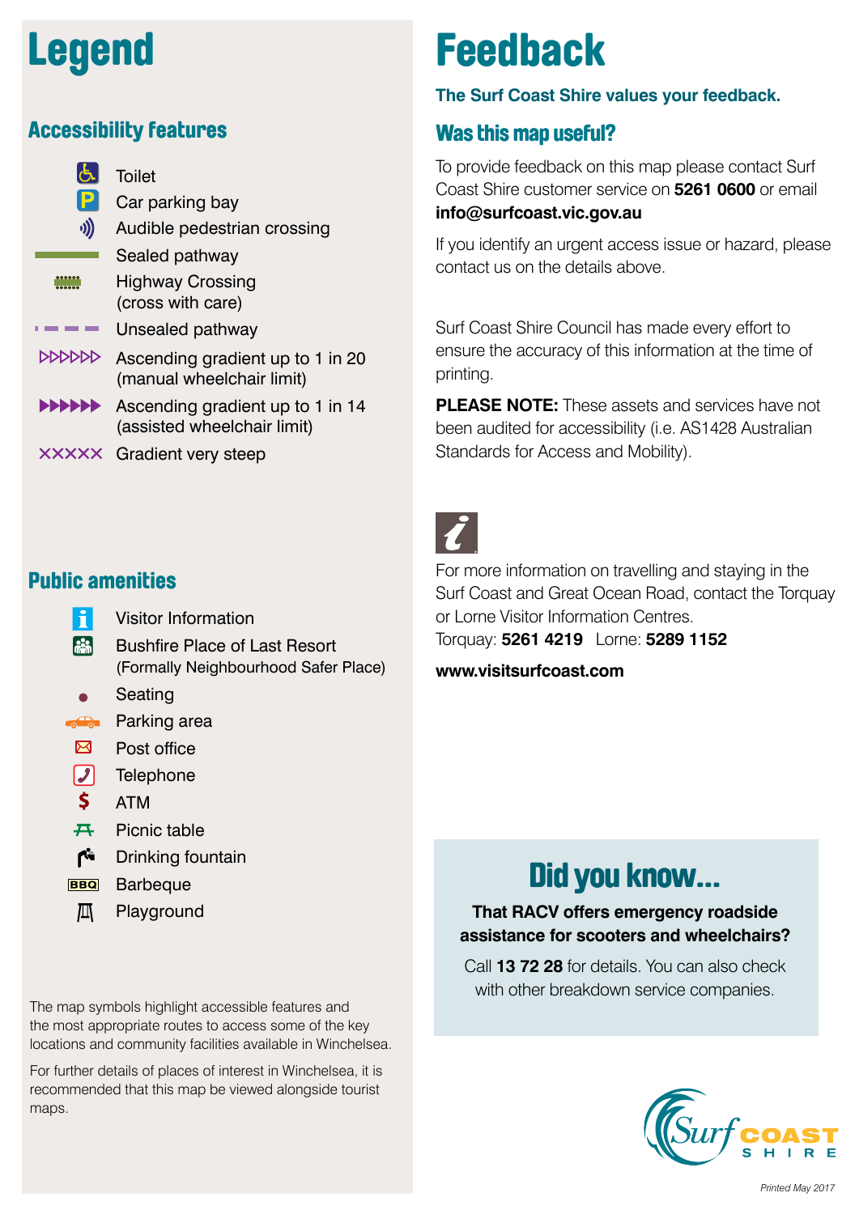# Legend

## Accessibility features

- Toilet
- Car parking bay
- Audible pedestrian crossing
- Sealed pathway
- Highway Crossing (cross with care)
- Unsealed pathway
- Ascending gradient up to 1 in 20 (manual wheelchair limit)
- Ascending gradient up to 1 in 14 (assisted wheelchair limit)
- Gradient very steep

## Public amenities

- Visitor Information
- Bushfire Place of Last Resort (Formally Neighbourhood Safer Place)
- Seating
- Parking area
- Post office
- Telephone
- ATM
- Picnic table
- Drinking fountain
- Barbeque
- Playground

The map symbols highlight accessible features and the most appropriate routes to access some of the key locations and community facilities available in Winchelsea.

For further details of places of interest in Winchelsea, it is recommended that this map be viewed alongside tourist maps.

# Feedback

**The Surf Coast Shire values your feedback.**

## Was this map useful?

To provide feedback on this map please contact Surf Coast Shire customer service on **5261 0600** or email **info@surfcoast.vic.gov.au**

If you identify an urgent access issue or hazard, please contact us on the details above.

Surf Coast Shire Council has made every effort to ensure the accuracy of this information at the time of printing.

**PLEASE NOTE:** These assets and services have not been audited for accessibility (i.e. AS1428 Australian Standards for Access and Mobility).

For more information on travelling and staying in the Surf Coast and Great Ocean Road, contact the Torquay or Lorne Visitor Information Centres.
Torquay: **5261 4219** Lorne: **5289 1152**

**www.visitsurfcoast.com**

## Did you know...

**That RACV offers emergency roadside assistance for scooters and wheelchairs?**

Call **13 72 28** for details. You can also check with other breakdown service companies.

Surf Coast Shire

*Printed May 2017*